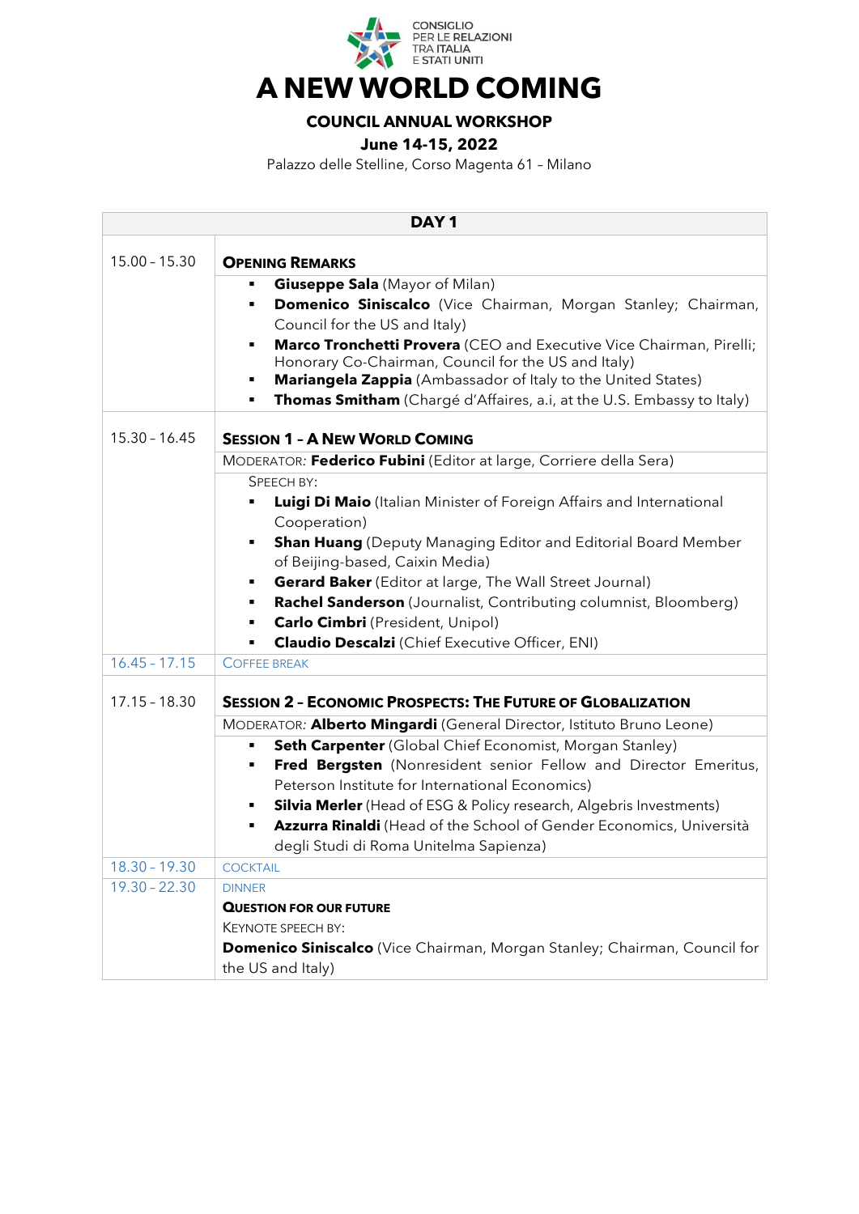CONSIGLIO PER LE RELAZIONI TRA ITALIA E STATI UNITI

# A NEW WORLD COMING

### COUNCIL ANNUAL WORKSHOP

**June 14-15, 2022**

Palazzo delle Stelline, Corso Magenta 61 – Milano

| DAY 1 | |
|---|---|
| 15.00 – 15.30 | **OPENING REMARKS**<br>▪ **Giuseppe Sala** (Mayor of Milan)<br>▪ **Domenico Siniscalco** (Vice Chairman, Morgan Stanley; Chairman, Council for the US and Italy)<br>▪ **Marco Tronchetti Provera** (CEO and Executive Vice Chairman, Pirelli; Honorary Co-Chairman, Council for the US and Italy)<br>▪ **Mariangela Zappia** (Ambassador of Italy to the United States)<br>▪ **Thomas Smitham** (Chargé d'Affaires, a.i, at the U.S. Embassy to Italy) |
| 15.30 – 16.45 | **SESSION 1 – A NEW WORLD COMING**<br>MODERATOR: **Federico Fubini** (Editor at large, Corriere della Sera)<br>SPEECH BY:<br>▪ **Luigi Di Maio** (Italian Minister of Foreign Affairs and International Cooperation)<br>▪ **Shan Huang** (Deputy Managing Editor and Editorial Board Member of Beijing-based, Caixin Media)<br>▪ **Gerard Baker** (Editor at large, The Wall Street Journal)<br>▪ **Rachel Sanderson** (Journalist, Contributing columnist, Bloomberg)<br>▪ **Carlo Cimbri** (President, Unipol)<br>▪ **Claudio Descalzi** (Chief Executive Officer, ENI) |
| 16.45 – 17.15 | COFFEE BREAK |
| 17.15 – 18.30 | **SESSION 2 – ECONOMIC PROSPECTS: THE FUTURE OF GLOBALIZATION**<br>MODERATOR: **Alberto Mingardi** (General Director, Istituto Bruno Leone)<br>▪ **Seth Carpenter** (Global Chief Economist, Morgan Stanley)<br>▪ **Fred Bergsten** (Nonresident senior Fellow and Director Emeritus, Peterson Institute for International Economics)<br>▪ **Silvia Merler** (Head of ESG & Policy research, Algebris Investments)<br>▪ **Azzurra Rinaldi** (Head of the School of Gender Economics, Università degli Studi di Roma Unitelma Sapienza) |
| 18.30 – 19.30 | COCKTAIL |
| 19.30 – 22.30 | DINNER<br>**QUESTION FOR OUR FUTURE**<br>KEYNOTE SPEECH BY:<br>**Domenico Siniscalco** (Vice Chairman, Morgan Stanley; Chairman, Council for the US and Italy) |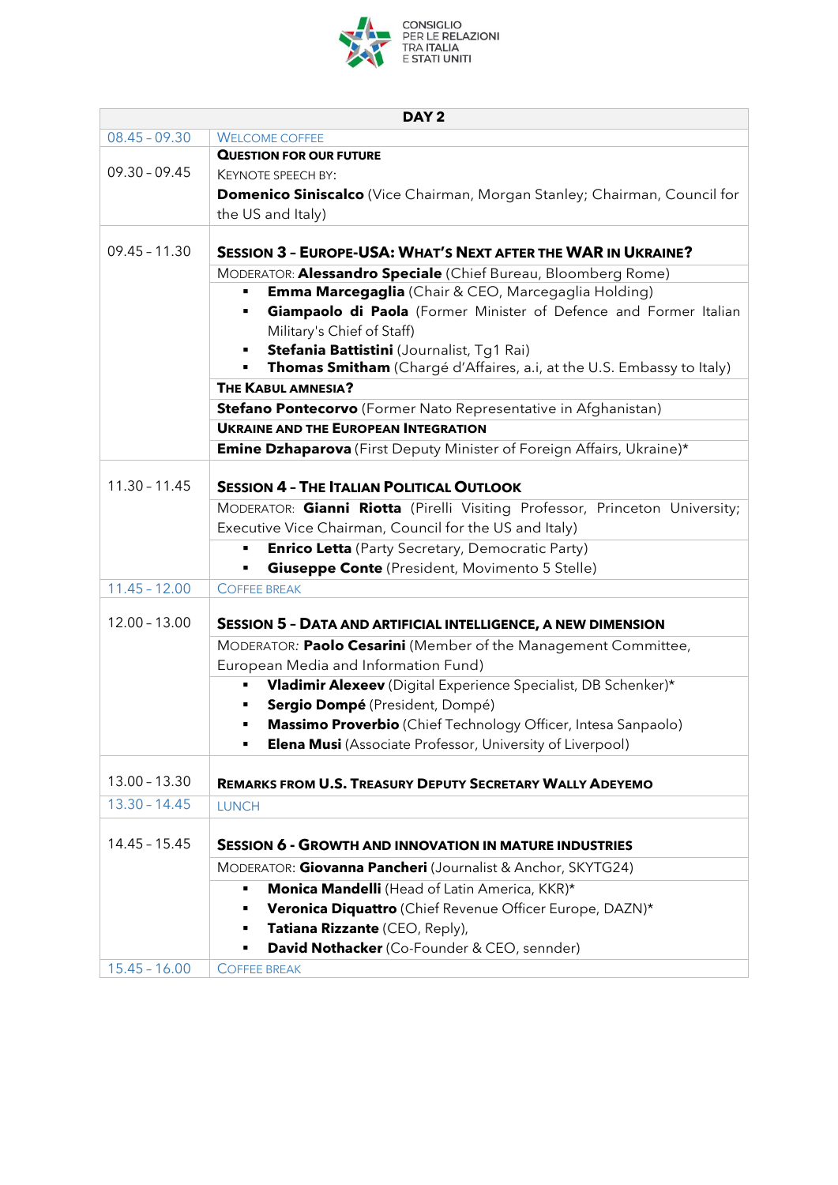CONSIGLIO PER LE RELAZIONI TRA ITALIA E STATI UNITI

| DAY 2 | |
|---|---|
| 08.45 - 09.30 | WELCOME COFFEE |
| 09.30 - 09.45 | **QUESTION FOR OUR FUTURE**<br>KEYNOTE SPEECH BY:<br>**Domenico Siniscalco** (Vice Chairman, Morgan Stanley; Chairman, Council for the US and Italy) |
| 09.45 - 11.30 | **SESSION 3 – EUROPE-USA: WHAT'S NEXT AFTER THE WAR IN UKRAINE?**<br>MODERATOR: **Alessandro Speciale** (Chief Bureau, Bloomberg Rome)<br>▪ **Emma Marcegaglia** (Chair & CEO, Marcegaglia Holding)<br>▪ **Giampaolo di Paola** (Former Minister of Defence and Former Italian Military's Chief of Staff)<br>▪ **Stefania Battistini** (Journalist, Tg1 Rai)<br>▪ **Thomas Smitham** (Chargé d'Affaires, a.i, at the U.S. Embassy to Italy)<br>**THE KABUL AMNESIA?**<br>**Stefano Pontecorvo** (Former Nato Representative in Afghanistan)<br>**UKRAINE AND THE EUROPEAN INTEGRATION**<br>**Emine Dzhaparova** (First Deputy Minister of Foreign Affairs, Ukraine)* |
| 11.30 - 11.45 | **SESSION 4 – THE ITALIAN POLITICAL OUTLOOK**<br>MODERATOR: **Gianni Riotta** (Pirelli Visiting Professor, Princeton University; Executive Vice Chairman, Council for the US and Italy)<br>▪ **Enrico Letta** (Party Secretary, Democratic Party)<br>▪ **Giuseppe Conte** (President, Movimento 5 Stelle) |
| 11.45 - 12.00 | COFFEE BREAK |
| 12.00 - 13.00 | **SESSION 5 - DATA AND ARTIFICIAL INTELLIGENCE, A NEW DIMENSION**<br>MODERATOR: **Paolo Cesarini** (Member of the Management Committee, European Media and Information Fund)<br>▪ **Vladimir Alexeev** (Digital Experience Specialist, DB Schenker)*<br>▪ **Sergio Dompé** (President, Dompé)<br>▪ **Massimo Proverbio** (Chief Technology Officer, Intesa Sanpaolo)<br>▪ **Elena Musi** (Associate Professor, University of Liverpool) |
| 13.00 - 13.30 | **REMARKS FROM U.S. TREASURY DEPUTY SECRETARY WALLY ADEYEMO** |
| 13.30 - 14.45 | LUNCH |
| 14.45 - 15.45 | **SESSION 6 - GROWTH AND INNOVATION IN MATURE INDUSTRIES**<br>MODERATOR: **Giovanna Pancheri** (Journalist & Anchor, SKYTG24)<br>▪ **Monica Mandelli** (Head of Latin America, KKR)*<br>▪ **Veronica Diquattro** (Chief Revenue Officer Europe, DAZN)*<br>▪ **Tatiana Rizzante** (CEO, Reply),<br>▪ **David Nothacker** (Co-Founder & CEO, sennder) |
| 15.45 - 16.00 | COFFEE BREAK |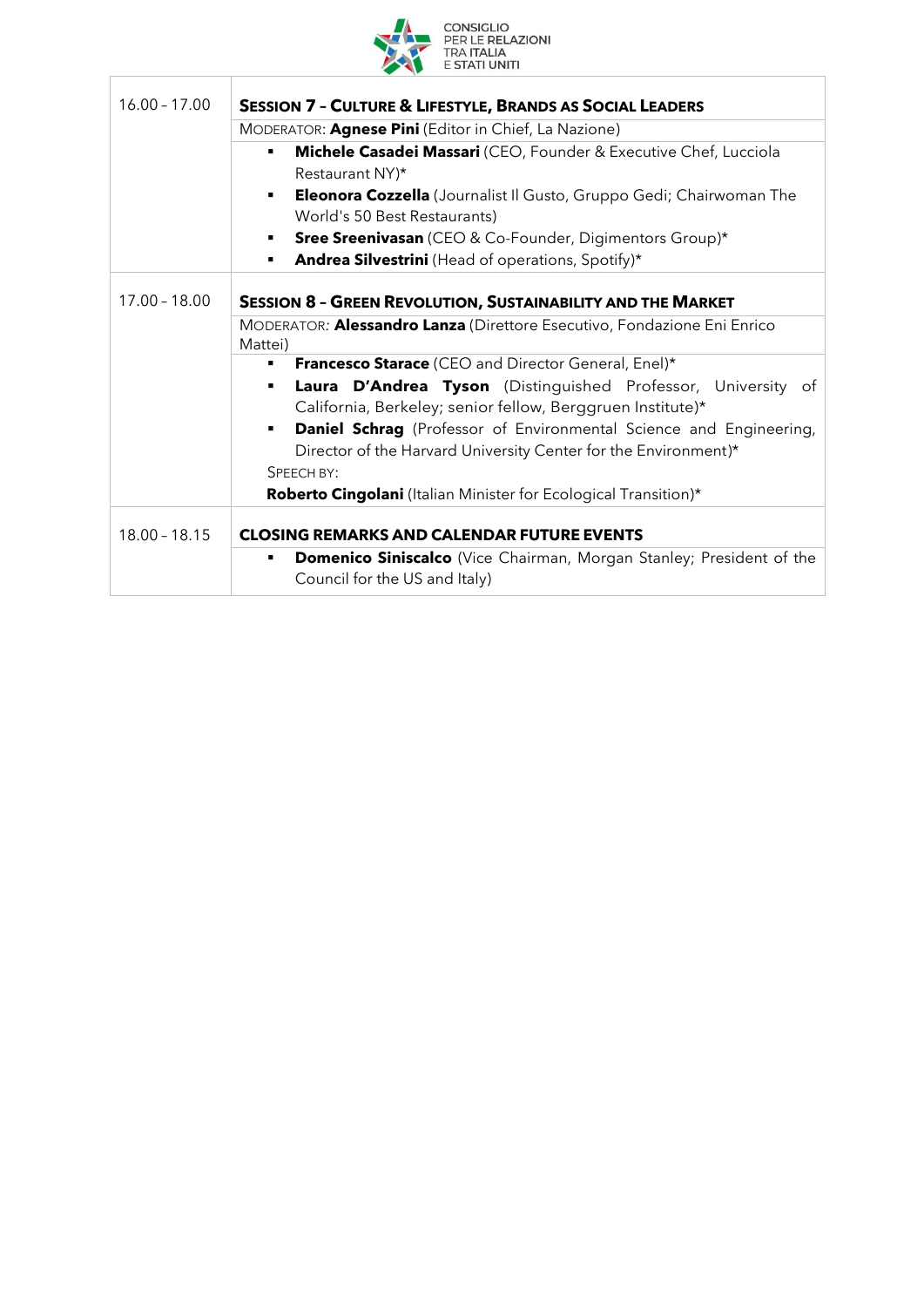| | |
|---|---|
| 16.00 – 17.00 | **SESSION 7 – CULTURE & LIFESTYLE, BRANDS AS SOCIAL LEADERS**<br>MODERATOR: **Agnese Pini** (Editor in Chief, La Nazione)<br>▪ **Michele Casadei Massari** (CEO, Founder & Executive Chef, Lucciola Restaurant NY)*<br>▪ **Eleonora Cozzella** (Journalist Il Gusto, Gruppo Gedi; Chairwoman The World's 50 Best Restaurants)<br>▪ **Sree Sreenivasan** (CEO & Co-Founder, Digimentors Group)*<br>▪ **Andrea Silvestrini** (Head of operations, Spotify)* |
| 17.00 – 18.00 | **SESSION 8 – GREEN REVOLUTION, SUSTAINABILITY AND THE MARKET**<br>MODERATOR: **Alessandro Lanza** (Direttore Esecutivo, Fondazione Eni Enrico Mattei)<br>▪ **Francesco Starace** (CEO and Director General, Enel)*<br>▪ **Laura D'Andrea Tyson** (Distinguished Professor, University of California, Berkeley; senior fellow, Berggruen Institute)*<br>▪ **Daniel Schrag** (Professor of Environmental Science and Engineering, Director of the Harvard University Center for the Environment)*<br>SPEECH BY:<br>**Roberto Cingolani** (Italian Minister for Ecological Transition)* |
| 18.00 – 18.15 | **CLOSING REMARKS AND CALENDAR FUTURE EVENTS**<br>▪ **Domenico Siniscalco** (Vice Chairman, Morgan Stanley; President of the Council for the US and Italy) |